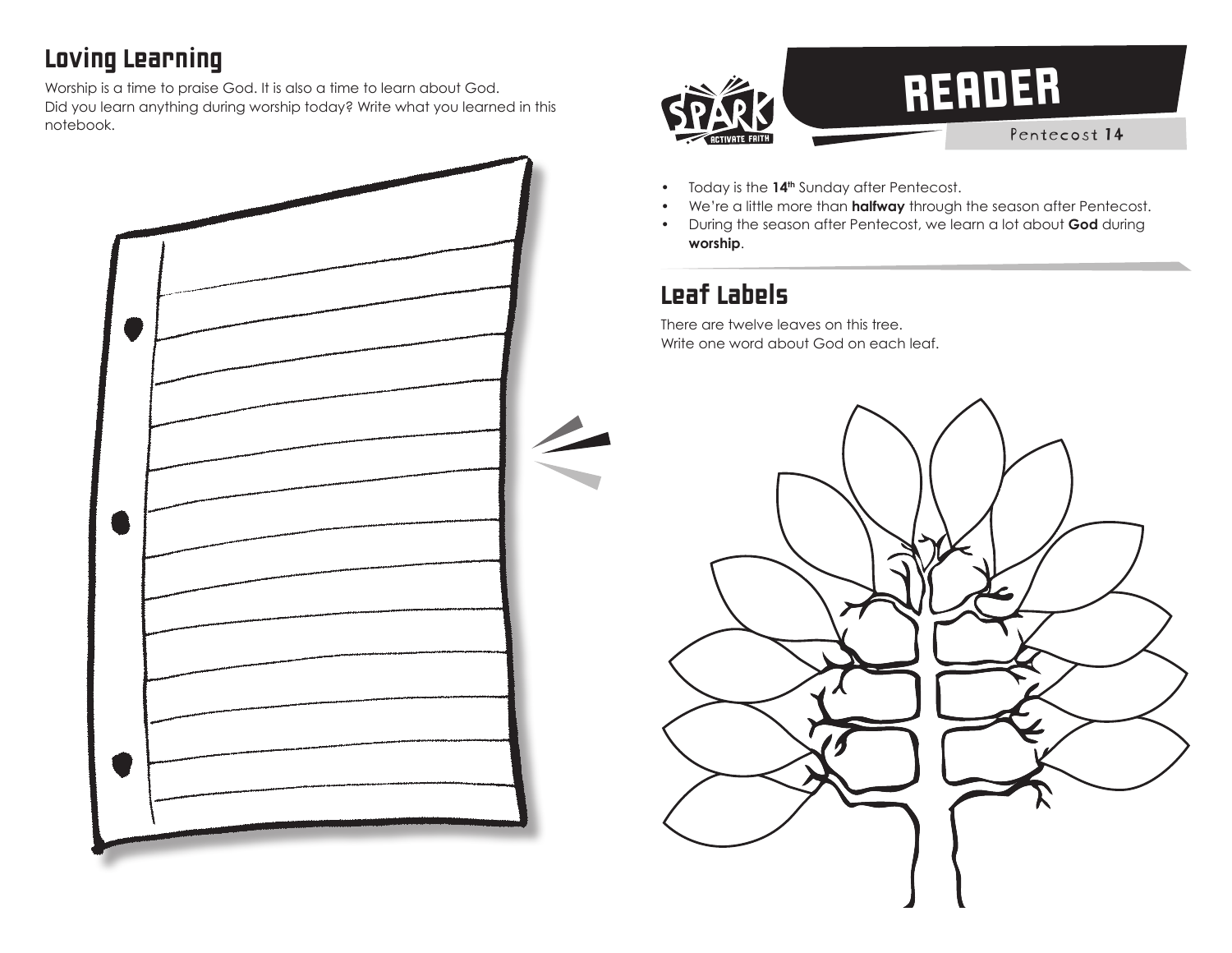## Loving Learning

Worship is a time to praise God. It is also a time to learn about God.
Did you learn anything during worship today? Write what you learned in this notebook.

SPARK ACTIVATE FAITH

# READER

Pentecost 14

- Today is the **14th** Sunday after Pentecost.
- We're a little more than **halfway** through the season after Pentecost.
- During the season after Pentecost, we learn a lot about **God** during **worship**.

## Leaf Labels

There are twelve leaves on this tree.
Write one word about God on each leaf.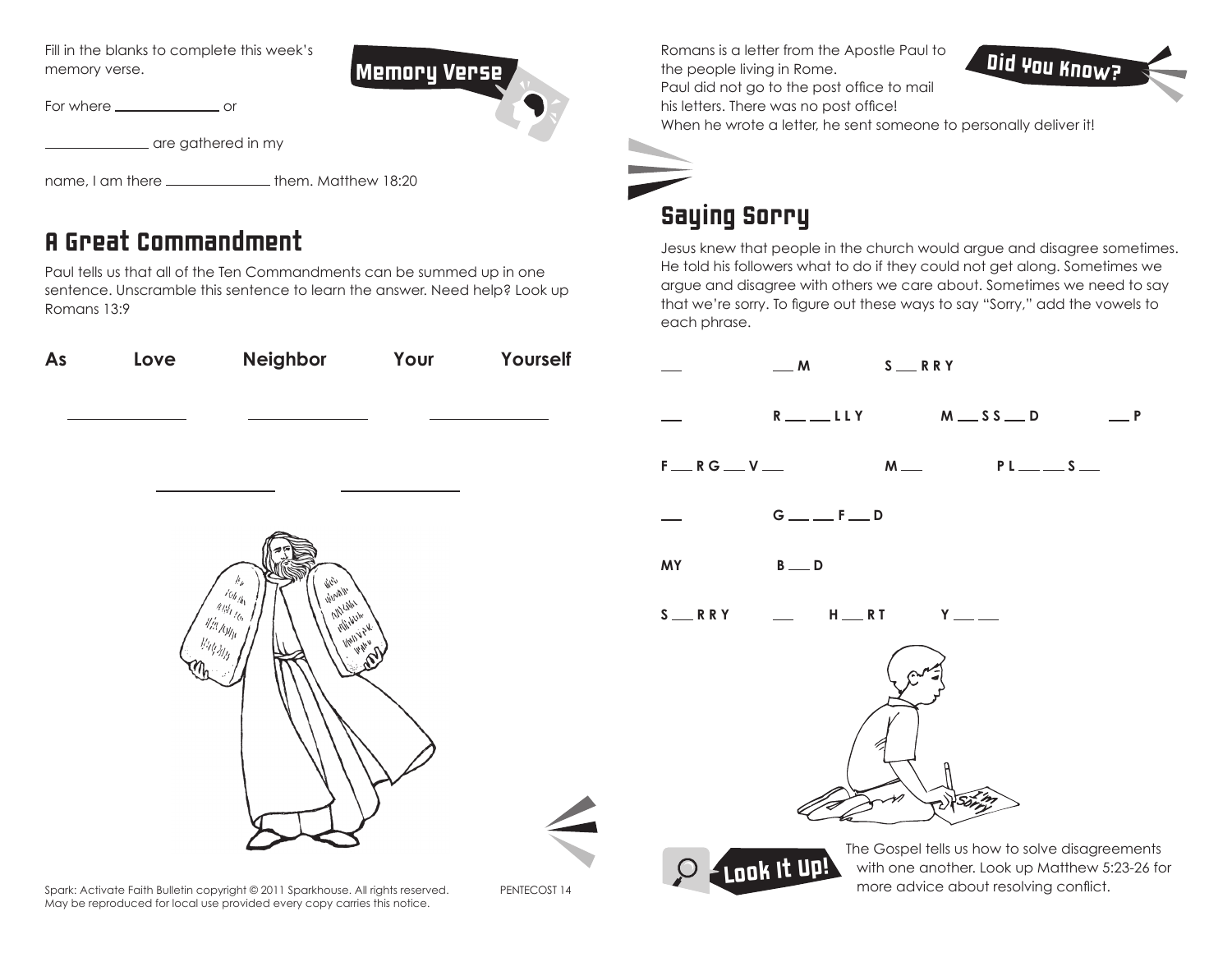Fill in the blanks to complete this week's memory verse.

## Memory Verse

For where ____________ or

____________ are gathered in my

name, I am there ____________ them. Matthew 18:20

## A Great Commandment

Paul tells us that all of the Ten Commandments can be summed up in one sentence. Unscramble this sentence to learn the answer. Need help? Look up Romans 13:9

**As** **Love** **Neighbor** **Your** **Yourself**

____________ ____________ ____________

____________ ____________

Spark: Activate Faith Bulletin copyright © 2011 Sparkhouse. All rights reserved. May be reproduced for local use provided every copy carries this notice.

PENTECOST 14

## Did You Know?

Romans is a letter from the Apostle Paul to the people living in Rome.
Paul did not go to the post office to mail his letters. There was no post office!
When he wrote a letter, he sent someone to personally deliver it!

## Saying Sorry

Jesus knew that people in the church would argue and disagree sometimes. He told his followers what to do if they could not get along. Sometimes we argue and disagree with others we care about. Sometimes we need to say that we're sorry. To figure out these ways to say "Sorry," add the vowels to each phrase.

**___ ___M S___RRY**

**___ R___ ___LLY M___SS___D ___P**

**F___RG___V___ M___ PL___ ___S___**

**___ G___ ___F___D**

**MY B___D**

**S___RRY ___ H___RT Y___ ___**

## Look It Up!

The Gospel tells us how to solve disagreements with one another. Look up Matthew 5:23-26 for more advice about resolving conflict.